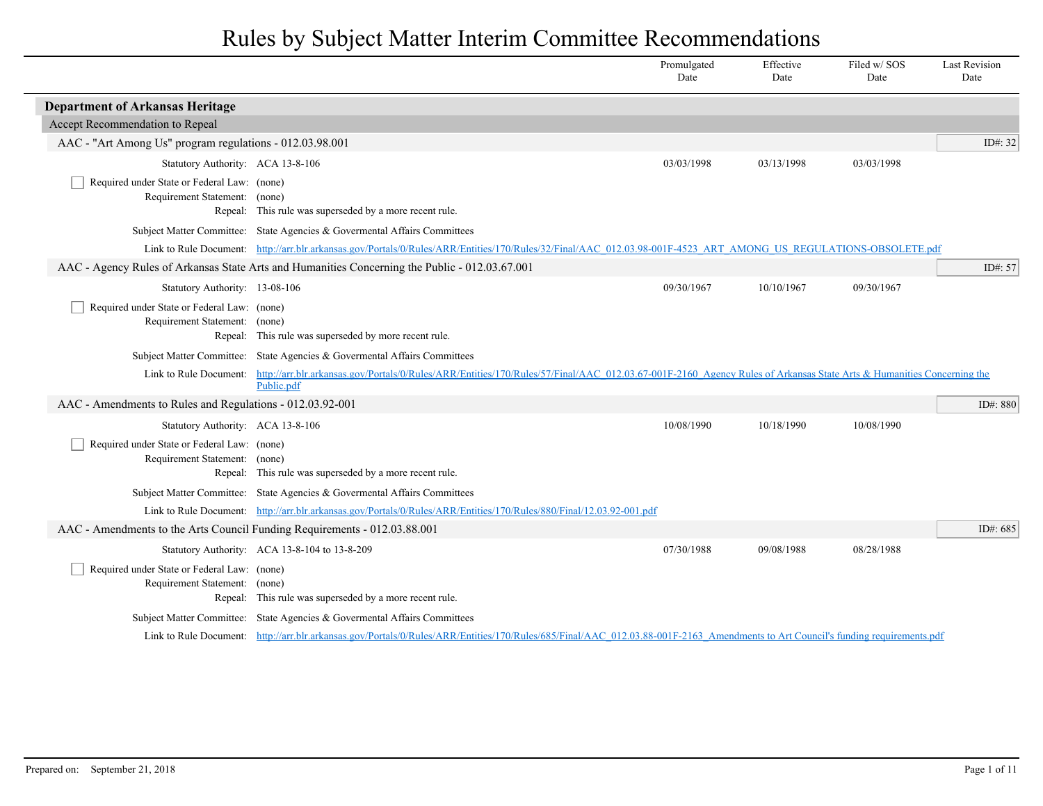# Rules by Subject Matter Interim Committee Recommendations

| | Promulgated Date | Effective Date | Filed w/ SOS Date | Last Revision Date |
|---|---|---|---|---|

## Department of Arkansas Heritage

### Accept Recommendation to Repeal

#### AAC - "Art Among Us" program regulations - 012.03.98.001

ID#: 32

| | Promulgated Date | Effective Date | Filed w/ SOS Date | Last Revision Date |
|---|---|---|---|---|
| Statutory Authority: ACA 13-8-106 | 03/03/1998 | 03/13/1998 | 03/03/1998 | |

- [ ] Required under State or Federal Law: (none)

Requirement Statement: (none)

Repeal: This rule was superseded by a more recent rule.

Subject Matter Committee: State Agencies & Governmental Affairs Committees

Link to Rule Document: http://arr.blr.arkansas.gov/Portals/0/Rules/ARR/Entities/170/Rules/32/Final/AAC_012.03.98-001F-4523_ART_AMONG_US_REGULATIONS-OBSOLETE.pdf

#### AAC - Agency Rules of Arkansas State Arts and Humanities Concerning the Public - 012.03.67.001

ID#: 57

| | Promulgated Date | Effective Date | Filed w/ SOS Date | Last Revision Date |
|---|---|---|---|---|
| Statutory Authority: 13-08-106 | 09/30/1967 | 10/10/1967 | 09/30/1967 | |

- [ ] Required under State or Federal Law: (none)

Requirement Statement: (none)

Repeal: This rule was superseded by more recent rule.

Subject Matter Committee: State Agencies & Governmental Affairs Committees

Link to Rule Document: http://arr.blr.arkansas.gov/Portals/0/Rules/ARR/Entities/170/Rules/57/Final/AAC_012.03.67-001F-2160_Agency Rules of Arkansas State Arts & Humanities Concerning the Public.pdf

#### AAC - Amendments to Rules and Regulations - 012.03.92-001

ID#: 880

| | Promulgated Date | Effective Date | Filed w/ SOS Date | Last Revision Date |
|---|---|---|---|---|
| Statutory Authority: ACA 13-8-106 | 10/08/1990 | 10/18/1990 | 10/08/1990 | |

- [ ] Required under State or Federal Law: (none)

Requirement Statement: (none)

Repeal: This rule was superseded by a more recent rule.

Subject Matter Committee: State Agencies & Governmental Affairs Committees

Link to Rule Document: http://arr.blr.arkansas.gov/Portals/0/Rules/ARR/Entities/170/Rules/880/Final/12.03.92-001.pdf

#### AAC - Amendments to the Arts Council Funding Requirements - 012.03.88.001

ID#: 685

| | Promulgated Date | Effective Date | Filed w/ SOS Date | Last Revision Date |
|---|---|---|---|---|
| Statutory Authority: ACA 13-8-104 to 13-8-209 | 07/30/1988 | 09/08/1988 | 08/28/1988 | |

- [ ] Required under State or Federal Law: (none)

Requirement Statement: (none)

Repeal: This rule was superseded by a more recent rule.

Subject Matter Committee: State Agencies & Governmental Affairs Committees

Link to Rule Document: http://arr.blr.arkansas.gov/Portals/0/Rules/ARR/Entities/170/Rules/685/Final/AAC_012.03.88-001F-2163_Amendments to Art Council's funding requirements.pdf

Prepared on: September 21, 2018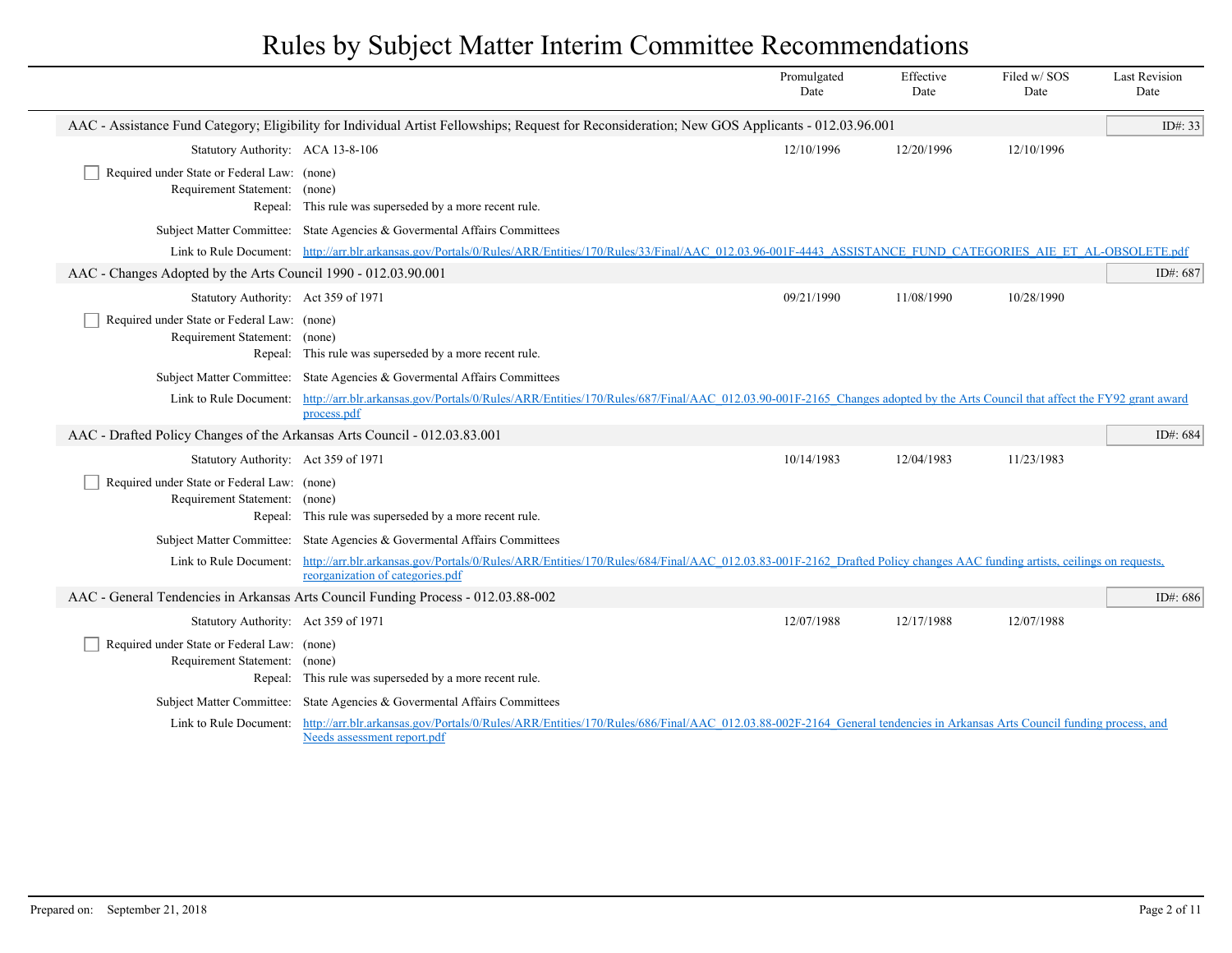# Rules by Subject Matter Interim Committee Recommendations

| | Promulgated Date | Effective Date | Filed w/ SOS Date | Last Revision Date |
|---|---|---|---|---|

## AAC - Assistance Fund Category; Eligibility for Individual Artist Fellowships; Request for Reconsideration; New GOS Applicants - 012.03.96.001

ID#: 33

| | Promulgated Date | Effective Date | Filed w/ SOS Date | Last Revision Date |
|---|---|---|---|---|
| Statutory Authority: ACA 13-8-106 | 12/10/1996 | 12/20/1996 | 12/10/1996 | |

- [ ] Required under State or Federal Law: (none)

Requirement Statement: (none)

Repeal: This rule was superseded by a more recent rule.

Subject Matter Committee: State Agencies & Govermental Affairs Committees

Link to Rule Document: http://arr.blr.arkansas.gov/Portals/0/Rules/ARR/Entities/170/Rules/33/Final/AAC_012.03.96-001F-4443_ASSISTANCE_FUND_CATEGORIES_AIE_ET_AL-OBSOLETE.pdf

## AAC - Changes Adopted by the Arts Council 1990 - 012.03.90.001

ID#: 687

| | Promulgated Date | Effective Date | Filed w/ SOS Date | Last Revision Date |
|---|---|---|---|---|
| Statutory Authority: Act 359 of 1971 | 09/21/1990 | 11/08/1990 | 10/28/1990 | |

- [ ] Required under State or Federal Law: (none)

Requirement Statement: (none)

Repeal: This rule was superseded by a more recent rule.

Subject Matter Committee: State Agencies & Govermental Affairs Committees

Link to Rule Document: http://arr.blr.arkansas.gov/Portals/0/Rules/ARR/Entities/170/Rules/687/Final/AAC_012.03.90-001F-2165_Changes adopted by the Arts Council that affect the FY92 grant award process.pdf

## AAC - Drafted Policy Changes of the Arkansas Arts Council - 012.03.83.001

ID#: 684

| | Promulgated Date | Effective Date | Filed w/ SOS Date | Last Revision Date |
|---|---|---|---|---|
| Statutory Authority: Act 359 of 1971 | 10/14/1983 | 12/04/1983 | 11/23/1983 | |

- [ ] Required under State or Federal Law: (none)

Requirement Statement: (none)

Repeal: This rule was superseded by a more recent rule.

Subject Matter Committee: State Agencies & Govermental Affairs Committees

Link to Rule Document: http://arr.blr.arkansas.gov/Portals/0/Rules/ARR/Entities/170/Rules/684/Final/AAC_012.03.83-001F-2162_Drafted Policy changes AAC funding artists, ceilings on requests, reorganization of categories.pdf

## AAC - General Tendencies in Arkansas Arts Council Funding Process - 012.03.88-002

ID#: 686

| | Promulgated Date | Effective Date | Filed w/ SOS Date | Last Revision Date |
|---|---|---|---|---|
| Statutory Authority: Act 359 of 1971 | 12/07/1988 | 12/17/1988 | 12/07/1988 | |

- [ ] Required under State or Federal Law: (none)

Requirement Statement: (none)

Repeal: This rule was superseded by a more recent rule.

Subject Matter Committee: State Agencies & Govermental Affairs Committees

Link to Rule Document: http://arr.blr.arkansas.gov/Portals/0/Rules/ARR/Entities/170/Rules/686/Final/AAC_012.03.88-002F-2164_General tendencies in Arkansas Arts Council funding process, and Needs assessment report.pdf

Prepared on: September 21, 2018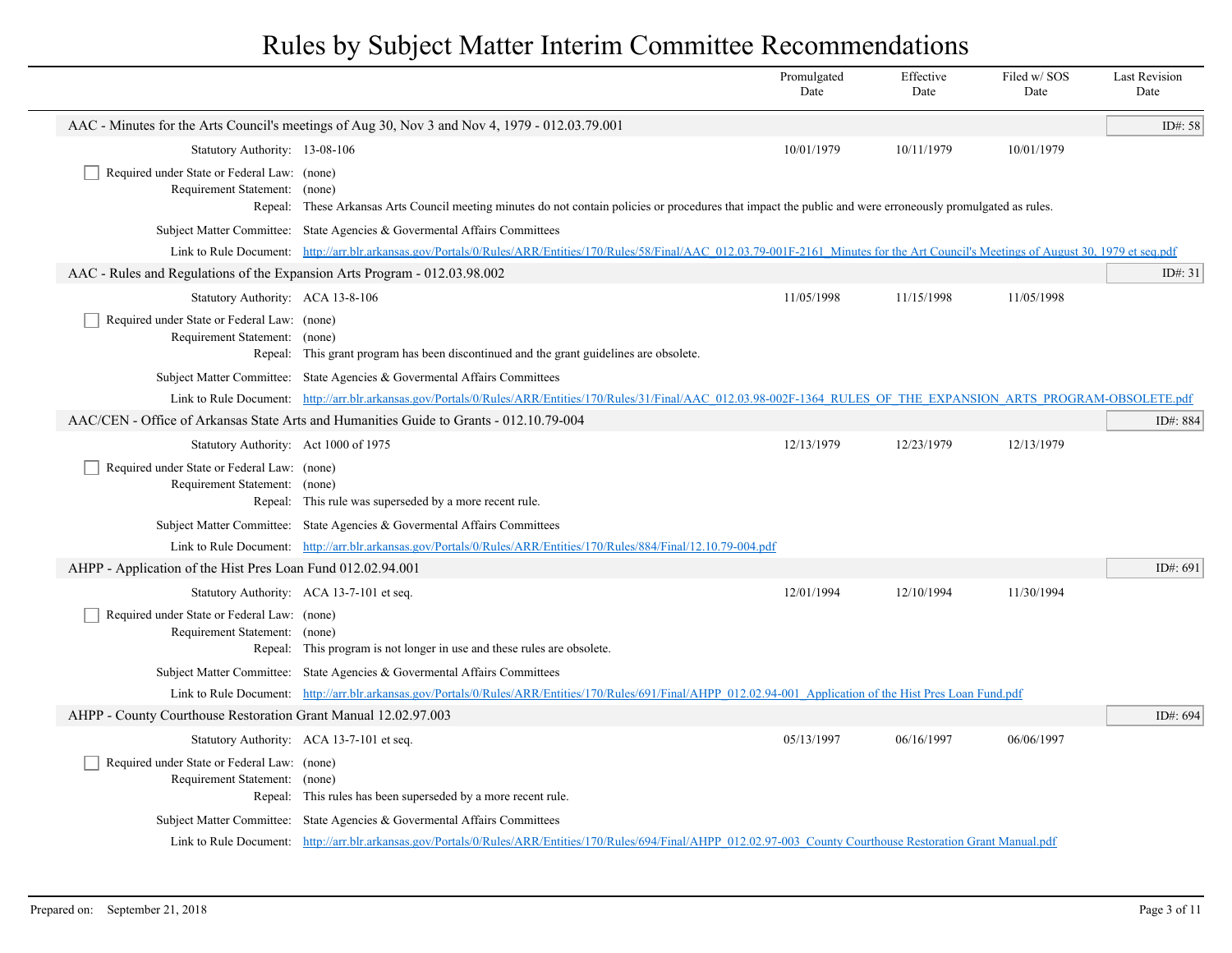# Rules by Subject Matter Interim Committee Recommendations

| | Promulgated Date | Effective Date | Filed w/ SOS Date | Last Revision Date |
|---|---|---|---|---|

## AAC - Minutes for the Arts Council's meetings of Aug 30, Nov 3 and Nov 4, 1979 - 012.03.79.001

ID#: 58

| | Promulgated Date | Effective Date | Filed w/ SOS Date | Last Revision Date |
|---|---|---|---|---|
| Statutory Authority: 13-08-106 | 10/01/1979 | 10/11/1979 | 10/01/1979 | |

- [ ] Required under State or Federal Law: (none)

Requirement Statement: (none)

Repeal: These Arkansas Arts Council meeting minutes do not contain policies or procedures that impact the public and were erroneously promulgated as rules.

Subject Matter Committee: State Agencies & Govermental Affairs Committees

Link to Rule Document: http://arr.blr.arkansas.gov/Portals/0/Rules/ARR/Entities/170/Rules/58/Final/AAC_012.03.79-001F-2161_Minutes for the Art Council's Meetings of August 30, 1979 et seq.pdf

## AAC - Rules and Regulations of the Expansion Arts Program - 012.03.98.002

ID#: 31

| | Promulgated Date | Effective Date | Filed w/ SOS Date | Last Revision Date |
|---|---|---|---|---|
| Statutory Authority: ACA 13-8-106 | 11/05/1998 | 11/15/1998 | 11/05/1998 | |

- [ ] Required under State or Federal Law: (none)

Requirement Statement: (none)

Repeal: This grant program has been discontinued and the grant guidelines are obsolete.

Subject Matter Committee: State Agencies & Govermental Affairs Committees

Link to Rule Document: http://arr.blr.arkansas.gov/Portals/0/Rules/ARR/Entities/170/Rules/31/Final/AAC_012.03.98-002F-1364_RULES_OF_THE_EXPANSION_ARTS_PROGRAM-OBSOLETE.pdf

## AAC/CEN - Office of Arkansas State Arts and Humanities Guide to Grants - 012.10.79-004

ID#: 884

| | Promulgated Date | Effective Date | Filed w/ SOS Date | Last Revision Date |
|---|---|---|---|---|
| Statutory Authority: Act 1000 of 1975 | 12/13/1979 | 12/23/1979 | 12/13/1979 | |

- [ ] Required under State or Federal Law: (none)

Requirement Statement: (none)

Repeal: This rule was superseded by a more recent rule.

Subject Matter Committee: State Agencies & Govermental Affairs Committees

Link to Rule Document: http://arr.blr.arkansas.gov/Portals/0/Rules/ARR/Entities/170/Rules/884/Final/12.10.79-004.pdf

## AHPP - Application of the Hist Pres Loan Fund 012.02.94.001

ID#: 691

| | Promulgated Date | Effective Date | Filed w/ SOS Date | Last Revision Date |
|---|---|---|---|---|
| Statutory Authority: ACA 13-7-101 et seq. | 12/01/1994 | 12/10/1994 | 11/30/1994 | |

- [ ] Required under State or Federal Law: (none)

Requirement Statement: (none)

Repeal: This program is not longer in use and these rules are obsolete.

Subject Matter Committee: State Agencies & Govermental Affairs Committees

Link to Rule Document: http://arr.blr.arkansas.gov/Portals/0/Rules/ARR/Entities/170/Rules/691/Final/AHPP_012.02.94-001_Application of the Hist Pres Loan Fund.pdf

## AHPP - County Courthouse Restoration Grant Manual 12.02.97.003

ID#: 694

| | Promulgated Date | Effective Date | Filed w/ SOS Date | Last Revision Date |
|---|---|---|---|---|
| Statutory Authority: ACA 13-7-101 et seq. | 05/13/1997 | 06/16/1997 | 06/06/1997 | |

- [ ] Required under State or Federal Law: (none)

Requirement Statement: (none)

Repeal: This rules has been superseded by a more recent rule.

Subject Matter Committee: State Agencies & Govermental Affairs Committees

Link to Rule Document: http://arr.blr.arkansas.gov/Portals/0/Rules/ARR/Entities/170/Rules/694/Final/AHPP_012.02.97-003_County Courthouse Restoration Grant Manual.pdf

Prepared on: September 21, 2018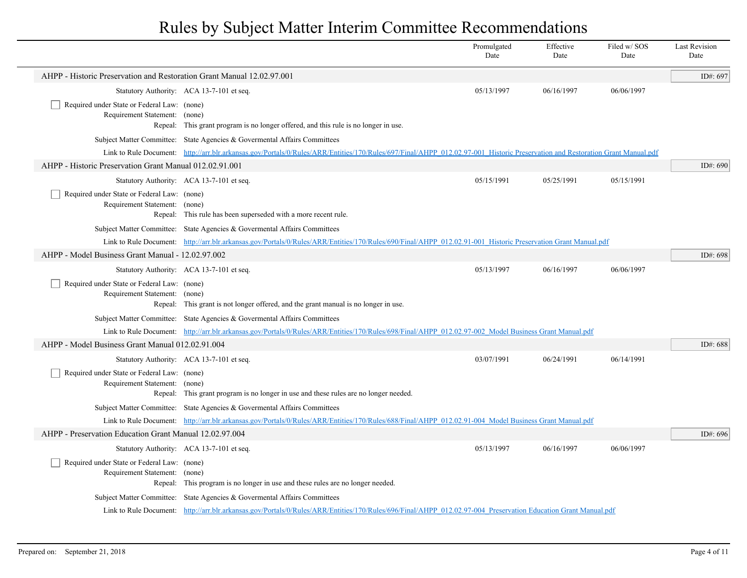# Rules by Subject Matter Interim Committee Recommendations

| | Promulgated Date | Effective Date | Filed w/ SOS Date | Last Revision Date |
|---|---|---|---|---|

## AHPP - Historic Preservation and Restoration Grant Manual 12.02.97.001

ID#: 697

| | | Promulgated Date | Effective Date | Filed w/ SOS Date | Last Revision Date |
|---|---|---|---|---|---|
| Statutory Authority: | ACA 13-7-101 et seq. | 05/13/1997 | 06/16/1997 | 06/06/1997 | |

☐ Required under State or Federal Law: (none)

Requirement Statement: (none)

Repeal: This grant program is no longer offered, and this rule is no longer in use.

Subject Matter Committee: State Agencies & Govermental Affairs Committees

Link to Rule Document: [http://arr.blr.arkansas.gov/Portals/0/Rules/ARR/Entities/170/Rules/697/Final/AHPP_012.02.97-001_Historic Preservation and Restoration Grant Manual.pdf](http://arr.blr.arkansas.gov/Portals/0/Rules/ARR/Entities/170/Rules/697/Final/AHPP_012.02.97-001_Historic Preservation and Restoration Grant Manual.pdf)

## AHPP - Historic Preservation Grant Manual 012.02.91.001

ID#: 690

| | | Promulgated Date | Effective Date | Filed w/ SOS Date | Last Revision Date |
|---|---|---|---|---|---|
| Statutory Authority: | ACA 13-7-101 et seq. | 05/15/1991 | 05/25/1991 | 05/15/1991 | |

☐ Required under State or Federal Law: (none)

Requirement Statement: (none)

Repeal: This rule has been superseded with a more recent rule.

Subject Matter Committee: State Agencies & Govermental Affairs Committees

Link to Rule Document: [http://arr.blr.arkansas.gov/Portals/0/Rules/ARR/Entities/170/Rules/690/Final/AHPP_012.02.91-001_Historic Preservation Grant Manual.pdf](http://arr.blr.arkansas.gov/Portals/0/Rules/ARR/Entities/170/Rules/690/Final/AHPP_012.02.91-001_Historic Preservation Grant Manual.pdf)

## AHPP - Model Business Grant Manual - 12.02.97.002

ID#: 698

| | | Promulgated Date | Effective Date | Filed w/ SOS Date | Last Revision Date |
|---|---|---|---|---|---|
| Statutory Authority: | ACA 13-7-101 et seq. | 05/13/1997 | 06/16/1997 | 06/06/1997 | |

☐ Required under State or Federal Law: (none)

Requirement Statement: (none)

Repeal: This grant is not longer offered, and the grant manual is no longer in use.

Subject Matter Committee: State Agencies & Govermental Affairs Committees

Link to Rule Document: [http://arr.blr.arkansas.gov/Portals/0/Rules/ARR/Entities/170/Rules/698/Final/AHPP_012.02.97-002_Model Business Grant Manual.pdf](http://arr.blr.arkansas.gov/Portals/0/Rules/ARR/Entities/170/Rules/698/Final/AHPP_012.02.97-002_Model Business Grant Manual.pdf)

## AHPP - Model Business Grant Manual 012.02.91.004

ID#: 688

| | | Promulgated Date | Effective Date | Filed w/ SOS Date | Last Revision Date |
|---|---|---|---|---|---|
| Statutory Authority: | ACA 13-7-101 et seq. | 03/07/1991 | 06/24/1991 | 06/14/1991 | |

☐ Required under State or Federal Law: (none)

Requirement Statement: (none)

Repeal: This grant program is no longer in use and these rules are no longer needed.

Subject Matter Committee: State Agencies & Govermental Affairs Committees

Link to Rule Document: [http://arr.blr.arkansas.gov/Portals/0/Rules/ARR/Entities/170/Rules/688/Final/AHPP_012.02.91-004_Model Business Grant Manual.pdf](http://arr.blr.arkansas.gov/Portals/0/Rules/ARR/Entities/170/Rules/688/Final/AHPP_012.02.91-004_Model Business Grant Manual.pdf)

## AHPP - Preservation Education Grant Manual 12.02.97.004

ID#: 696

| | | Promulgated Date | Effective Date | Filed w/ SOS Date | Last Revision Date |
|---|---|---|---|---|---|
| Statutory Authority: | ACA 13-7-101 et seq. | 05/13/1997 | 06/16/1997 | 06/06/1997 | |

☐ Required under State or Federal Law: (none)

Requirement Statement: (none)

Repeal: This program is no longer in use and these rules are no longer needed.

Subject Matter Committee: State Agencies & Govermental Affairs Committees

Link to Rule Document: [http://arr.blr.arkansas.gov/Portals/0/Rules/ARR/Entities/170/Rules/696/Final/AHPP_012.02.97-004_Preservation Education Grant Manual.pdf](http://arr.blr.arkansas.gov/Portals/0/Rules/ARR/Entities/170/Rules/696/Final/AHPP_012.02.97-004_Preservation Education Grant Manual.pdf)

Prepared on: September 21, 2018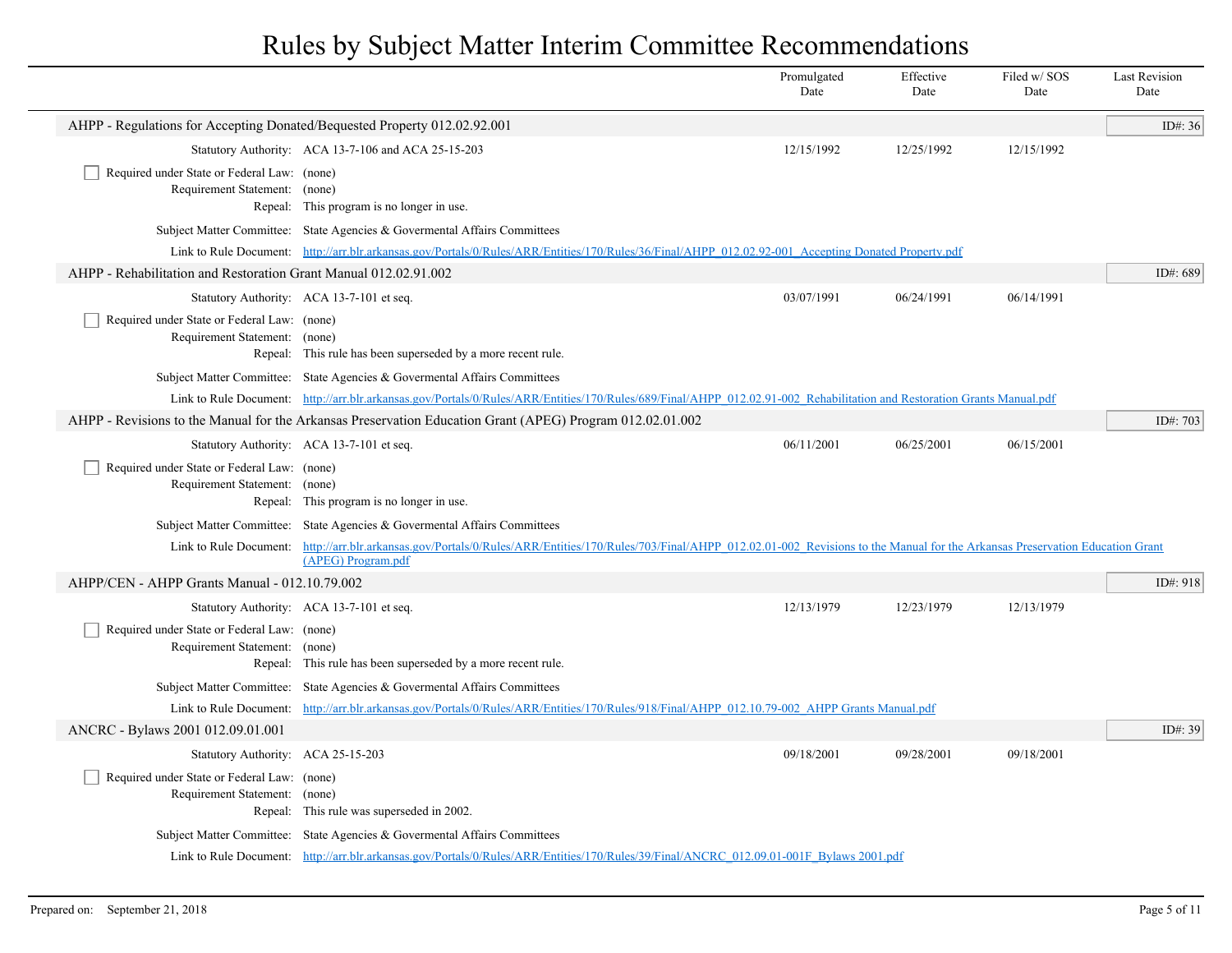# Rules by Subject Matter Interim Committee Recommendations

| | Promulgated Date | Effective Date | Filed w/ SOS Date | Last Revision Date |
|---|---|---|---|---|

## AHPP - Regulations for Accepting Donated/Bequested Property 012.02.92.001

ID#: 36

| | | Promulgated Date | Effective Date | Filed w/ SOS Date |
|---|---|---|---|---|
| Statutory Authority: | ACA 13-7-106 and ACA 25-15-203 | 12/15/1992 | 12/25/1992 | 12/15/1992 |

- [ ] Required under State or Federal Law: (none)

Requirement Statement: (none)

Repeal: This program is no longer in use.

Subject Matter Committee: State Agencies & Govermental Affairs Committees

Link to Rule Document: [http://arr.blr.arkansas.gov/Portals/0/Rules/ARR/Entities/170/Rules/36/Final/AHPP_012.02.92-001_Accepting Donated Property.pdf](http://arr.blr.arkansas.gov/Portals/0/Rules/ARR/Entities/170/Rules/36/Final/AHPP_012.02.92-001_Accepting Donated Property.pdf)

## AHPP - Rehabilitation and Restoration Grant Manual 012.02.91.002

ID#: 689

| | | Promulgated Date | Effective Date | Filed w/ SOS Date |
|---|---|---|---|---|
| Statutory Authority: | ACA 13-7-101 et seq. | 03/07/1991 | 06/24/1991 | 06/14/1991 |

- [ ] Required under State or Federal Law: (none)

Requirement Statement: (none)

Repeal: This rule has been superseded by a more recent rule.

Subject Matter Committee: State Agencies & Govermental Affairs Committees

Link to Rule Document: [http://arr.blr.arkansas.gov/Portals/0/Rules/ARR/Entities/170/Rules/689/Final/AHPP_012.02.91-002_Rehabilitation and Restoration Grants Manual.pdf](http://arr.blr.arkansas.gov/Portals/0/Rules/ARR/Entities/170/Rules/689/Final/AHPP_012.02.91-002_Rehabilitation and Restoration Grants Manual.pdf)

## AHPP - Revisions to the Manual for the Arkansas Preservation Education Grant (APEG) Program 012.02.01.002

ID#: 703

| | | Promulgated Date | Effective Date | Filed w/ SOS Date |
|---|---|---|---|---|
| Statutory Authority: | ACA 13-7-101 et seq. | 06/11/2001 | 06/25/2001 | 06/15/2001 |

- [ ] Required under State or Federal Law: (none)

Requirement Statement: (none)

Repeal: This program is no longer in use.

Subject Matter Committee: State Agencies & Govermental Affairs Committees

Link to Rule Document: [http://arr.blr.arkansas.gov/Portals/0/Rules/ARR/Entities/170/Rules/703/Final/AHPP_012.02.01-002_Revisions to the Manual for the Arkansas Preservation Education Grant (APEG) Program.pdf](http://arr.blr.arkansas.gov/Portals/0/Rules/ARR/Entities/170/Rules/703/Final/AHPP_012.02.01-002_Revisions to the Manual for the Arkansas Preservation Education Grant (APEG) Program.pdf)

## AHPP/CEN - AHPP Grants Manual - 012.10.79.002

ID#: 918

| | | Promulgated Date | Effective Date | Filed w/ SOS Date |
|---|---|---|---|---|
| Statutory Authority: | ACA 13-7-101 et seq. | 12/13/1979 | 12/23/1979 | 12/13/1979 |

- [ ] Required under State or Federal Law: (none)

Requirement Statement: (none)

Repeal: This rule has been superseded by a more recent rule.

Subject Matter Committee: State Agencies & Govermental Affairs Committees

Link to Rule Document: [http://arr.blr.arkansas.gov/Portals/0/Rules/ARR/Entities/170/Rules/918/Final/AHPP_012.10.79-002_AHPP Grants Manual.pdf](http://arr.blr.arkansas.gov/Portals/0/Rules/ARR/Entities/170/Rules/918/Final/AHPP_012.10.79-002_AHPP Grants Manual.pdf)

## ANCRC - Bylaws 2001 012.09.01.001

ID#: 39

| | | Promulgated Date | Effective Date | Filed w/ SOS Date |
|---|---|---|---|---|
| Statutory Authority: | ACA 25-15-203 | 09/18/2001 | 09/28/2001 | 09/18/2001 |

- [ ] Required under State or Federal Law: (none)

Requirement Statement: (none)

Repeal: This rule was superseded in 2002.

Subject Matter Committee: State Agencies & Govermental Affairs Committees

Link to Rule Document: [http://arr.blr.arkansas.gov/Portals/0/Rules/ARR/Entities/170/Rules/39/Final/ANCRC_012.09.01-001F_Bylaws 2001.pdf](http://arr.blr.arkansas.gov/Portals/0/Rules/ARR/Entities/170/Rules/39/Final/ANCRC_012.09.01-001F_Bylaws 2001.pdf)

Prepared on: September 21, 2018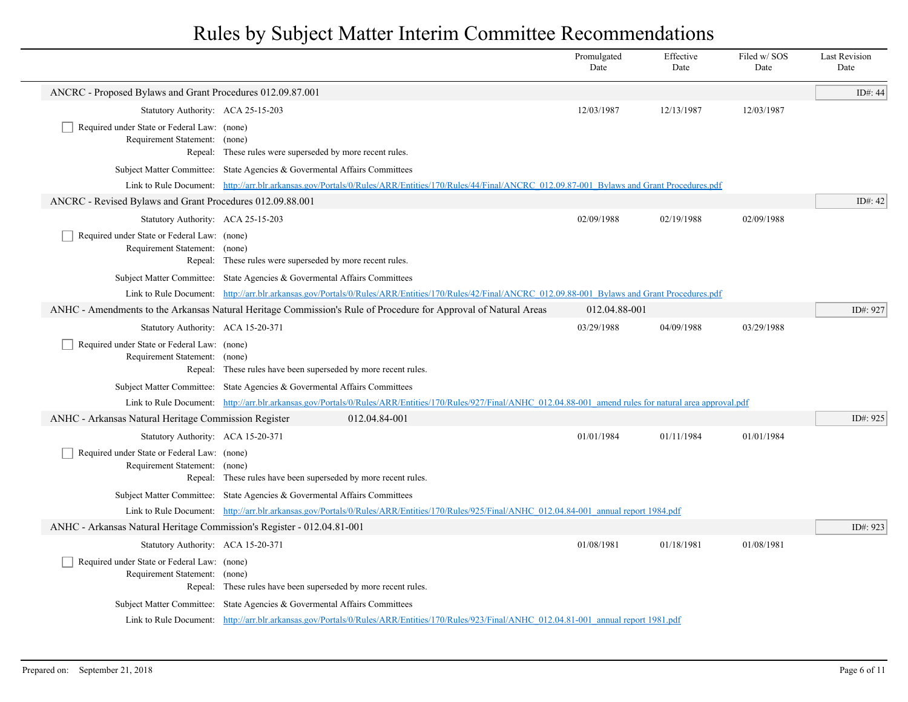# Rules by Subject Matter Interim Committee Recommendations

| | Promulgated Date | Effective Date | Filed w/ SOS Date | Last Revision Date |
|---|---|---|---|---|

## ANCRC - Proposed Bylaws and Grant Procedures 012.09.87.001

ID#: 44

| | Promulgated Date | Effective Date | Filed w/ SOS Date | Last Revision Date |
|---|---|---|---|---|
| Statutory Authority: ACA 25-15-203 | 12/03/1987 | 12/13/1987 | 12/03/1987 | |

- [ ] Required under State or Federal Law: (none)

Requirement Statement: (none)

Repeal: These rules were superseded by more recent rules.

Subject Matter Committee: State Agencies & Govermental Affairs Committees

Link to Rule Document: http://arr.blr.arkansas.gov/Portals/0/Rules/ARR/Entities/170/Rules/44/Final/ANCRC_012.09.87-001_Bylaws and Grant Procedures.pdf

## ANCRC - Revised Bylaws and Grant Procedures 012.09.88.001

ID#: 42

| | Promulgated Date | Effective Date | Filed w/ SOS Date | Last Revision Date |
|---|---|---|---|---|
| Statutory Authority: ACA 25-15-203 | 02/09/1988 | 02/19/1988 | 02/09/1988 | |

- [ ] Required under State or Federal Law: (none)

Requirement Statement: (none)

Repeal: These rules were superseded by more recent rules.

Subject Matter Committee: State Agencies & Govermental Affairs Committees

Link to Rule Document: http://arr.blr.arkansas.gov/Portals/0/Rules/ARR/Entities/170/Rules/42/Final/ANCRC_012.09.88-001_Bylaws and Grant Procedures.pdf

## ANHC - Amendments to the Arkansas Natural Heritage Commission's Rule of Procedure for Approval of Natural Areas 012.04.88-001

ID#: 927

| | Promulgated Date | Effective Date | Filed w/ SOS Date | Last Revision Date |
|---|---|---|---|---|
| Statutory Authority: ACA 15-20-371 | 03/29/1988 | 04/09/1988 | 03/29/1988 | |

- [ ] Required under State or Federal Law: (none)

Requirement Statement: (none)

Repeal: These rules have been superseded by more recent rules.

Subject Matter Committee: State Agencies & Govermental Affairs Committees

Link to Rule Document: http://arr.blr.arkansas.gov/Portals/0/Rules/ARR/Entities/170/Rules/927/Final/ANHC_012.04.88-001_amend rules for natural area approval.pdf

## ANHC - Arkansas Natural Heritage Commission Register 012.04.84-001

ID#: 925

| | Promulgated Date | Effective Date | Filed w/ SOS Date | Last Revision Date |
|---|---|---|---|---|
| Statutory Authority: ACA 15-20-371 | 01/01/1984 | 01/11/1984 | 01/01/1984 | |

- [ ] Required under State or Federal Law: (none)

Requirement Statement: (none)

Repeal: These rules have been superseded by more recent rules.

Subject Matter Committee: State Agencies & Govermental Affairs Committees

Link to Rule Document: http://arr.blr.arkansas.gov/Portals/0/Rules/ARR/Entities/170/Rules/925/Final/ANHC_012.04.84-001_annual report 1984.pdf

## ANHC - Arkansas Natural Heritage Commission's Register - 012.04.81-001

ID#: 923

| | Promulgated Date | Effective Date | Filed w/ SOS Date | Last Revision Date |
|---|---|---|---|---|
| Statutory Authority: ACA 15-20-371 | 01/08/1981 | 01/18/1981 | 01/08/1981 | |

- [ ] Required under State or Federal Law: (none)

Requirement Statement: (none)

Repeal: These rules have been superseded by more recent rules.

Subject Matter Committee: State Agencies & Govermental Affairs Committees

Link to Rule Document: http://arr.blr.arkansas.gov/Portals/0/Rules/ARR/Entities/170/Rules/923/Final/ANHC_012.04.81-001_annual report 1981.pdf

Prepared on: September 21, 2018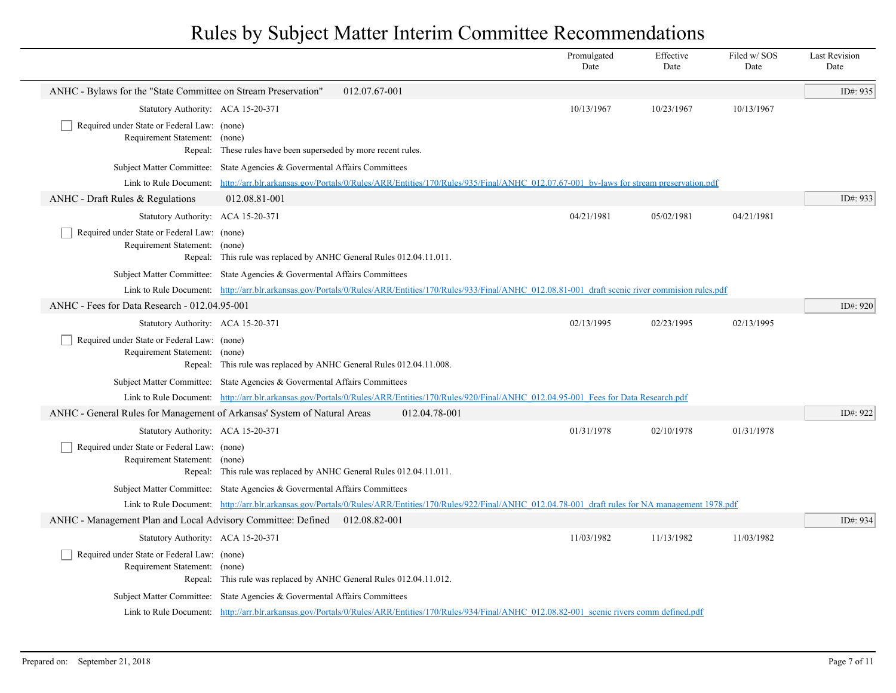# Rules by Subject Matter Interim Committee Recommendations

| | Promulgated Date | Effective Date | Filed w/ SOS Date | Last Revision Date |
|---|---|---|---|---|

## ANHC - Bylaws for the "State Committee on Stream Preservation" 012.07.67-001

ID#: 935

| | | Promulgated Date | Effective Date | Filed w/ SOS Date | Last Revision Date |
|---|---|---|---|---|---|
| Statutory Authority: | ACA 15-20-371 | 10/13/1967 | 10/23/1967 | 10/13/1967 | |

- [ ] Required under State or Federal Law: (none)

Requirement Statement: (none)

Repeal: These rules have been superseded by more recent rules.

Subject Matter Committee: State Agencies & Govermental Affairs Committees

Link to Rule Document: http://arr.blr.arkansas.gov/Portals/0/Rules/ARR/Entities/170/Rules/935/Final/ANHC_012.07.67-001_by-laws for stream preservation.pdf

## ANHC - Draft Rules & Regulations 012.08.81-001

ID#: 933

| | | Promulgated Date | Effective Date | Filed w/ SOS Date | Last Revision Date |
|---|---|---|---|---|---|
| Statutory Authority: | ACA 15-20-371 | 04/21/1981 | 05/02/1981 | 04/21/1981 | |

- [ ] Required under State or Federal Law: (none)

Requirement Statement: (none)

Repeal: This rule was replaced by ANHC General Rules 012.04.11.011.

Subject Matter Committee: State Agencies & Govermental Affairs Committees

Link to Rule Document: http://arr.blr.arkansas.gov/Portals/0/Rules/ARR/Entities/170/Rules/933/Final/ANHC_012.08.81-001_draft scenic river commision rules.pdf

## ANHC - Fees for Data Research - 012.04.95-001

ID#: 920

| | | Promulgated Date | Effective Date | Filed w/ SOS Date | Last Revision Date |
|---|---|---|---|---|---|
| Statutory Authority: | ACA 15-20-371 | 02/13/1995 | 02/23/1995 | 02/13/1995 | |

- [ ] Required under State or Federal Law: (none)

Requirement Statement: (none)

Repeal: This rule was replaced by ANHC General Rules 012.04.11.008.

Subject Matter Committee: State Agencies & Govermental Affairs Committees

Link to Rule Document: http://arr.blr.arkansas.gov/Portals/0/Rules/ARR/Entities/170/Rules/920/Final/ANHC_012.04.95-001_Fees for Data Research.pdf

## ANHC - General Rules for Management of Arkansas' System of Natural Areas 012.04.78-001

ID#: 922

| | | Promulgated Date | Effective Date | Filed w/ SOS Date | Last Revision Date |
|---|---|---|---|---|---|
| Statutory Authority: | ACA 15-20-371 | 01/31/1978 | 02/10/1978 | 01/31/1978 | |

- [ ] Required under State or Federal Law: (none)

Requirement Statement: (none)

Repeal: This rule was replaced by ANHC General Rules 012.04.11.011.

Subject Matter Committee: State Agencies & Govermental Affairs Committees

Link to Rule Document: http://arr.blr.arkansas.gov/Portals/0/Rules/ARR/Entities/170/Rules/922/Final/ANHC_012.04.78-001_draft rules for NA management 1978.pdf

## ANHC - Management Plan and Local Advisory Committee: Defined 012.08.82-001

ID#: 934

| | | Promulgated Date | Effective Date | Filed w/ SOS Date | Last Revision Date |
|---|---|---|---|---|---|
| Statutory Authority: | ACA 15-20-371 | 11/03/1982 | 11/13/1982 | 11/03/1982 | |

- [ ] Required under State or Federal Law: (none)

Requirement Statement: (none)

Repeal: This rule was replaced by ANHC General Rules 012.04.11.012.

Subject Matter Committee: State Agencies & Govermental Affairs Committees

Link to Rule Document: http://arr.blr.arkansas.gov/Portals/0/Rules/ARR/Entities/170/Rules/934/Final/ANHC_012.08.82-001_scenic rivers comm defined.pdf

Prepared on: September 21, 2018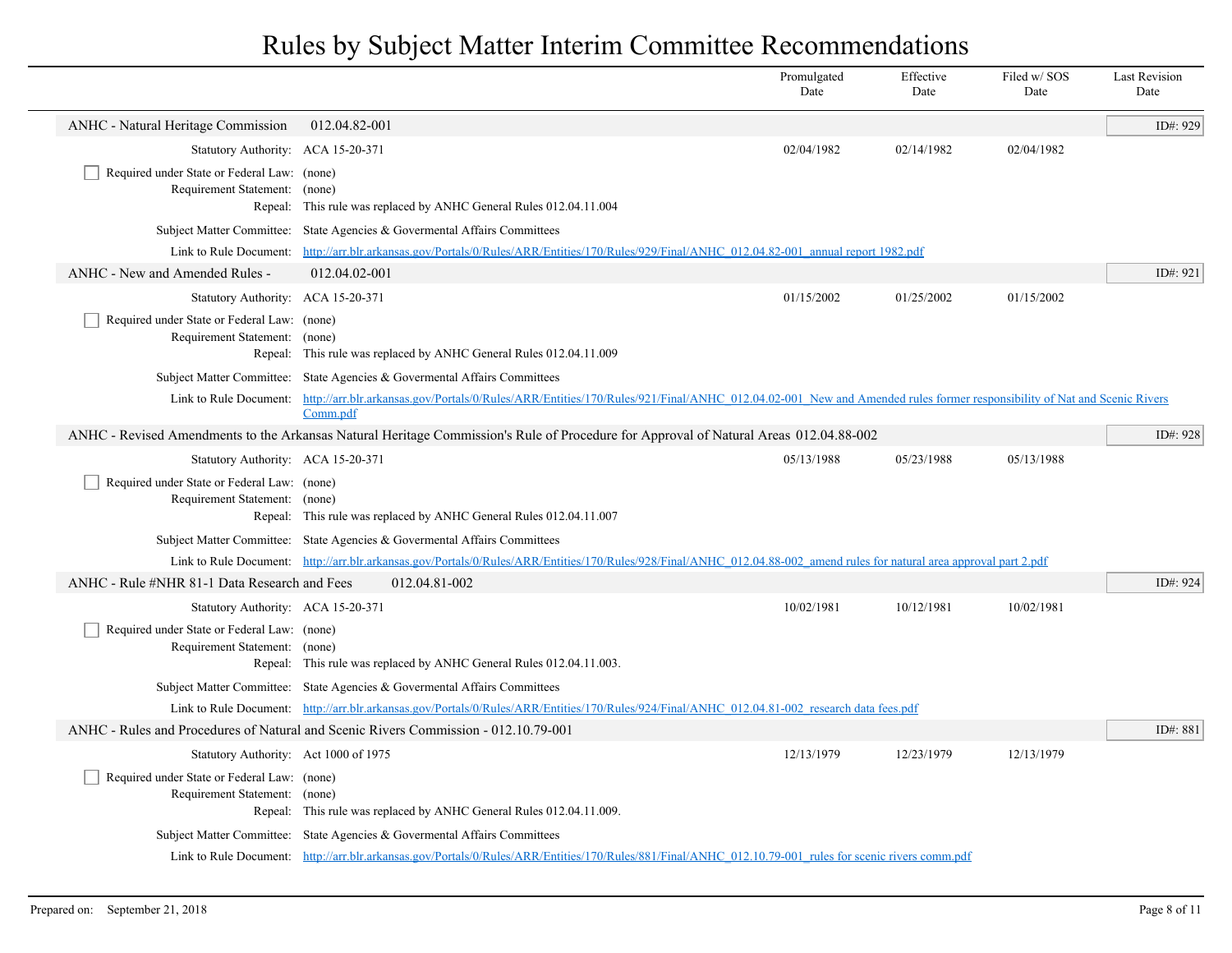# Rules by Subject Matter Interim Committee Recommendations

| | Promulgated Date | Effective Date | Filed w/ SOS Date | Last Revision Date |
|---|---|---|---|---|

## ANHC - Natural Heritage Commission 012.04.82-001

ID#: 929

Statutory Authority: ACA 15-20-371 | Promulgated: 02/04/1982 | Effective: 02/14/1982 | Filed w/ SOS: 02/04/1982

- [ ] Required under State or Federal Law: (none)

Requirement Statement: (none)

Repeal: This rule was replaced by ANHC General Rules 012.04.11.004

Subject Matter Committee: State Agencies & Govermental Affairs Committees

Link to Rule Document: http://arr.blr.arkansas.gov/Portals/0/Rules/ARR/Entities/170/Rules/929/Final/ANHC_012.04.82-001_annual report 1982.pdf

## ANHC - New and Amended Rules - 012.04.02-001

ID#: 921

Statutory Authority: ACA 15-20-371 | Promulgated: 01/15/2002 | Effective: 01/25/2002 | Filed w/ SOS: 01/15/2002

- [ ] Required under State or Federal Law: (none)

Requirement Statement: (none)

Repeal: This rule was replaced by ANHC General Rules 012.04.11.009

Subject Matter Committee: State Agencies & Govermental Affairs Committees

Link to Rule Document: http://arr.blr.arkansas.gov/Portals/0/Rules/ARR/Entities/170/Rules/921/Final/ANHC_012.04.02-001_New and Amended rules former responsibility of Nat and Scenic Rivers Comm.pdf

## ANHC - Revised Amendments to the Arkansas Natural Heritage Commission's Rule of Procedure for Approval of Natural Areas 012.04.88-002

ID#: 928

Statutory Authority: ACA 15-20-371 | Promulgated: 05/13/1988 | Effective: 05/23/1988 | Filed w/ SOS: 05/13/1988

- [ ] Required under State or Federal Law: (none)

Requirement Statement: (none)

Repeal: This rule was replaced by ANHC General Rules 012.04.11.007

Subject Matter Committee: State Agencies & Govermental Affairs Committees

Link to Rule Document: http://arr.blr.arkansas.gov/Portals/0/Rules/ARR/Entities/170/Rules/928/Final/ANHC_012.04.88-002_amend rules for natural area approval part 2.pdf

## ANHC - Rule #NHR 81-1 Data Research and Fees 012.04.81-002

ID#: 924

Statutory Authority: ACA 15-20-371 | Promulgated: 10/02/1981 | Effective: 10/12/1981 | Filed w/ SOS: 10/02/1981

- [ ] Required under State or Federal Law: (none)

Requirement Statement: (none)

Repeal: This rule was replaced by ANHC General Rules 012.04.11.003.

Subject Matter Committee: State Agencies & Govermental Affairs Committees

Link to Rule Document: http://arr.blr.arkansas.gov/Portals/0/Rules/ARR/Entities/170/Rules/924/Final/ANHC_012.04.81-002_research data fees.pdf

## ANHC - Rules and Procedures of Natural and Scenic Rivers Commission - 012.10.79-001

ID#: 881

Statutory Authority: Act 1000 of 1975 | Promulgated: 12/13/1979 | Effective: 12/23/1979 | Filed w/ SOS: 12/13/1979

- [ ] Required under State or Federal Law: (none)

Requirement Statement: (none)

Repeal: This rule was replaced by ANHC General Rules 012.04.11.009.

Subject Matter Committee: State Agencies & Govermental Affairs Committees

Link to Rule Document: http://arr.blr.arkansas.gov/Portals/0/Rules/ARR/Entities/170/Rules/881/Final/ANHC_012.10.79-001_rules for scenic rivers comm.pdf

Prepared on: September 21, 2018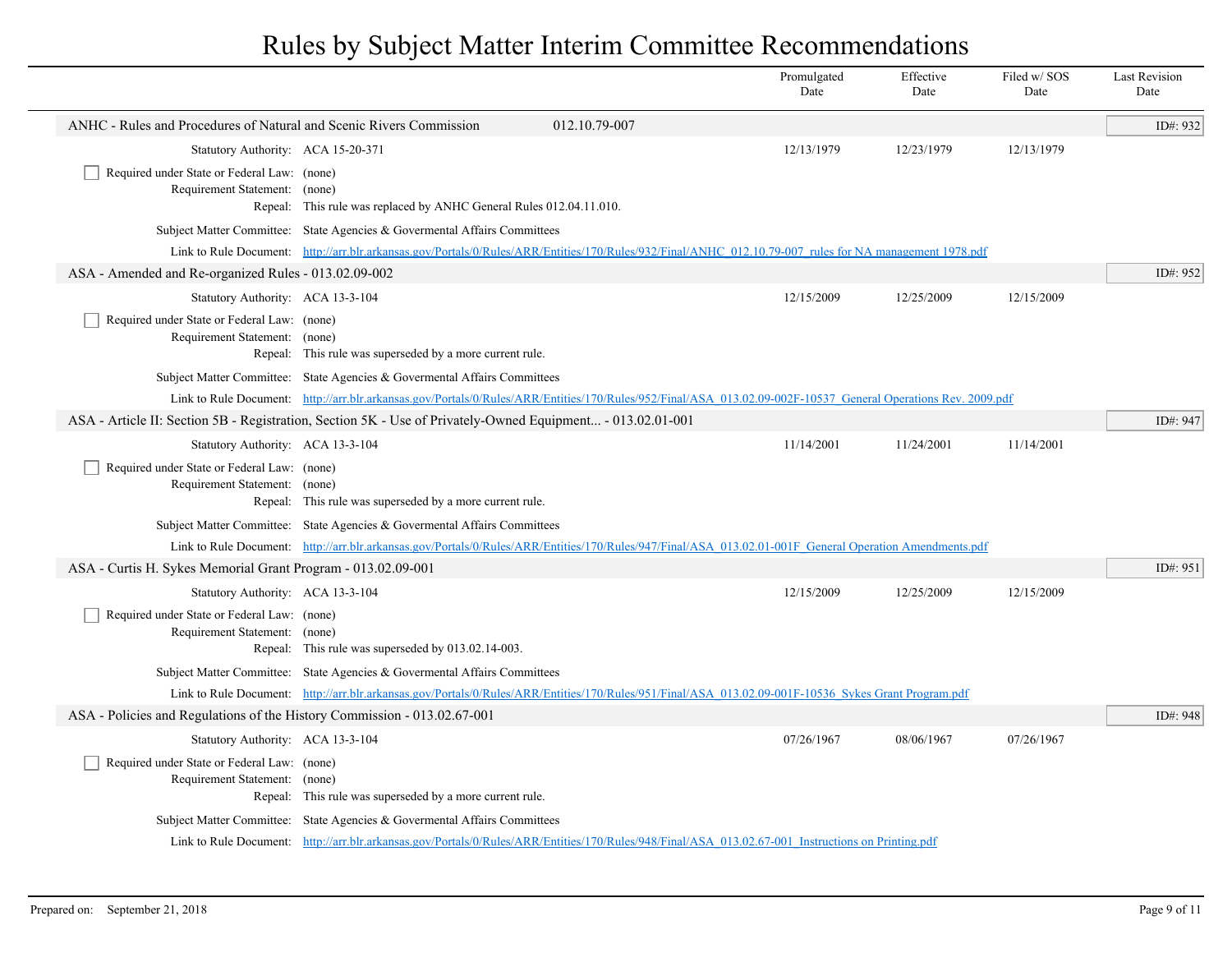# Rules by Subject Matter Interim Committee Recommendations

| | Promulgated Date | Effective Date | Filed w/ SOS Date | Last Revision Date |
|---|---|---|---|---|

## ANHC - Rules and Procedures of Natural and Scenic Rivers Commission 012.10.79-007

ID#: 932

| | | Promulgated Date | Effective Date | Filed w/ SOS Date |
|---|---|---|---|---|
| Statutory Authority: | ACA 15-20-371 | 12/13/1979 | 12/23/1979 | 12/13/1979 |

- [ ] Required under State or Federal Law: (none)

Requirement Statement: (none)

Repeal: This rule was replaced by ANHC General Rules 012.04.11.010.

Subject Matter Committee: State Agencies & Govermental Affairs Committees

Link to Rule Document: http://arr.blr.arkansas.gov/Portals/0/Rules/ARR/Entities/170/Rules/932/Final/ANHC_012.10.79-007_rules for NA management 1978.pdf

## ASA - Amended and Re-organized Rules - 013.02.09-002

ID#: 952

| | | Promulgated Date | Effective Date | Filed w/ SOS Date |
|---|---|---|---|---|
| Statutory Authority: | ACA 13-3-104 | 12/15/2009 | 12/25/2009 | 12/15/2009 |

- [ ] Required under State or Federal Law: (none)

Requirement Statement: (none)

Repeal: This rule was superseded by a more current rule.

Subject Matter Committee: State Agencies & Govermental Affairs Committees

Link to Rule Document: http://arr.blr.arkansas.gov/Portals/0/Rules/ARR/Entities/170/Rules/952/Final/ASA_013.02.09-002F-10537_General Operations Rev. 2009.pdf

## ASA - Article II: Section 5B - Registration, Section 5K - Use of Privately-Owned Equipment... - 013.02.01-001

ID#: 947

| | | Promulgated Date | Effective Date | Filed w/ SOS Date |
|---|---|---|---|---|
| Statutory Authority: | ACA 13-3-104 | 11/14/2001 | 11/24/2001 | 11/14/2001 |

- [ ] Required under State or Federal Law: (none)

Requirement Statement: (none)

Repeal: This rule was superseded by a more current rule.

Subject Matter Committee: State Agencies & Govermental Affairs Committees

Link to Rule Document: http://arr.blr.arkansas.gov/Portals/0/Rules/ARR/Entities/170/Rules/947/Final/ASA_013.02.01-001F_General Operation Amendments.pdf

## ASA - Curtis H. Sykes Memorial Grant Program - 013.02.09-001

ID#: 951

| | | Promulgated Date | Effective Date | Filed w/ SOS Date |
|---|---|---|---|---|
| Statutory Authority: | ACA 13-3-104 | 12/15/2009 | 12/25/2009 | 12/15/2009 |

- [ ] Required under State or Federal Law: (none)

Requirement Statement: (none)

Repeal: This rule was superseded by 013.02.14-003.

Subject Matter Committee: State Agencies & Govermental Affairs Committees

Link to Rule Document: http://arr.blr.arkansas.gov/Portals/0/Rules/ARR/Entities/170/Rules/951/Final/ASA_013.02.09-001F-10536_Sykes Grant Program.pdf

## ASA - Policies and Regulations of the History Commission - 013.02.67-001

ID#: 948

| | | Promulgated Date | Effective Date | Filed w/ SOS Date |
|---|---|---|---|---|
| Statutory Authority: | ACA 13-3-104 | 07/26/1967 | 08/06/1967 | 07/26/1967 |

- [ ] Required under State or Federal Law: (none)

Requirement Statement: (none)

Repeal: This rule was superseded by a more current rule.

Subject Matter Committee: State Agencies & Govermental Affairs Committees

Link to Rule Document: http://arr.blr.arkansas.gov/Portals/0/Rules/ARR/Entities/170/Rules/948/Final/ASA_013.02.67-001_Instructions on Printing.pdf

Prepared on: September 21, 2018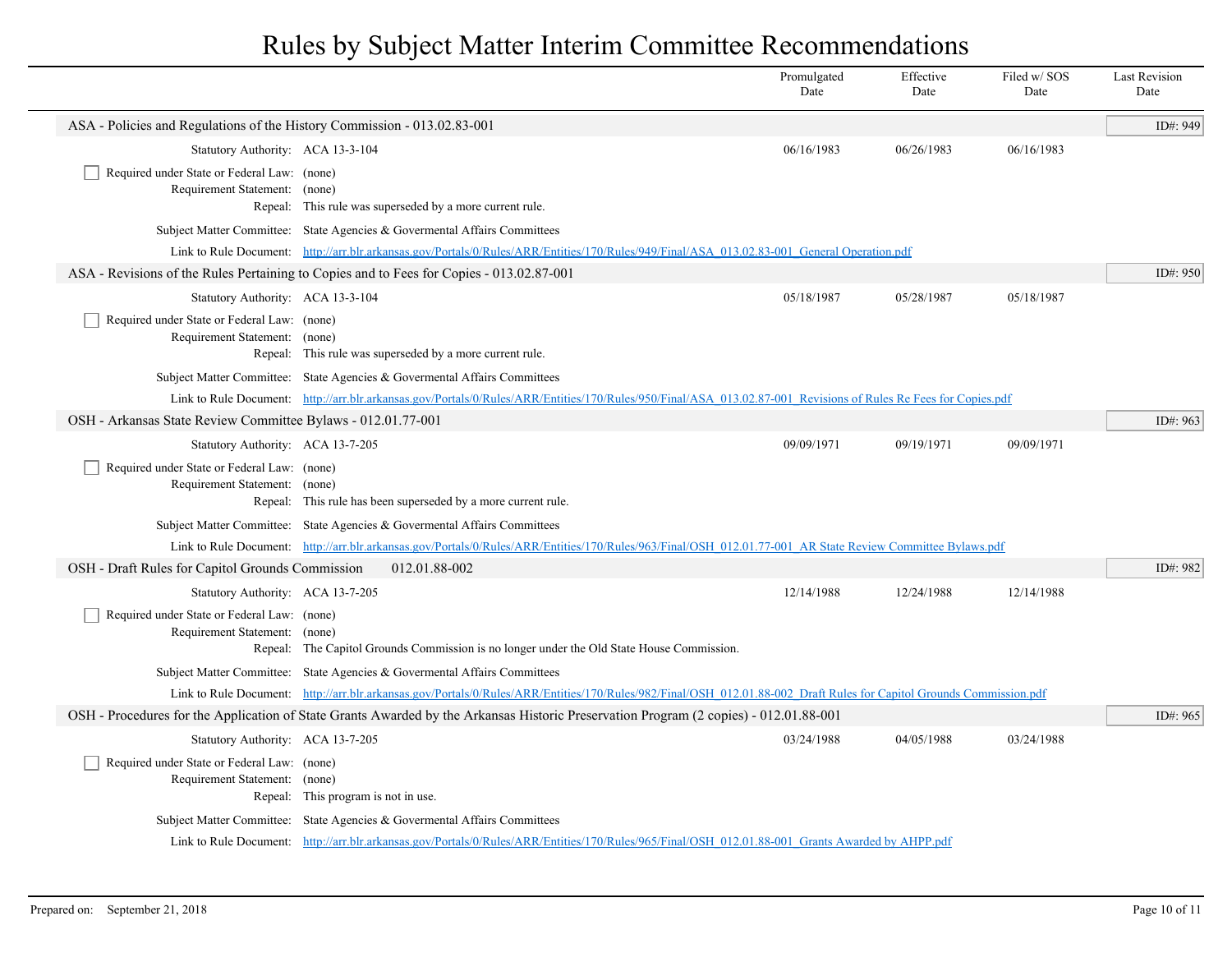# Rules by Subject Matter Interim Committee Recommendations

| | Promulgated Date | Effective Date | Filed w/ SOS Date | Last Revision Date |
|---|---|---|---|---|

## ASA - Policies and Regulations of the History Commission - 013.02.83-001

ID#: 949

| | | Promulgated Date | Effective Date | Filed w/ SOS Date | Last Revision Date |
|---|---|---|---|---|---|
| Statutory Authority: | ACA 13-3-104 | 06/16/1983 | 06/26/1983 | 06/16/1983 | |

- [ ] Required under State or Federal Law: (none)

Requirement Statement: (none)

Repeal: This rule was superseded by a more current rule.

Subject Matter Committee: State Agencies & Govermental Affairs Committees

Link to Rule Document: http://arr.blr.arkansas.gov/Portals/0/Rules/ARR/Entities/170/Rules/949/Final/ASA_013.02.83-001_General Operation.pdf

## ASA - Revisions of the Rules Pertaining to Copies and to Fees for Copies - 013.02.87-001

ID#: 950

| | | Promulgated Date | Effective Date | Filed w/ SOS Date | Last Revision Date |
|---|---|---|---|---|---|
| Statutory Authority: | ACA 13-3-104 | 05/18/1987 | 05/28/1987 | 05/18/1987 | |

- [ ] Required under State or Federal Law: (none)

Requirement Statement: (none)

Repeal: This rule was superseded by a more current rule.

Subject Matter Committee: State Agencies & Govermental Affairs Committees

Link to Rule Document: http://arr.blr.arkansas.gov/Portals/0/Rules/ARR/Entities/170/Rules/950/Final/ASA_013.02.87-001_Revisions of Rules Re Fees for Copies.pdf

## OSH - Arkansas State Review Committee Bylaws - 012.01.77-001

ID#: 963

| | | Promulgated Date | Effective Date | Filed w/ SOS Date | Last Revision Date |
|---|---|---|---|---|---|
| Statutory Authority: | ACA 13-7-205 | 09/09/1971 | 09/19/1971 | 09/09/1971 | |

- [ ] Required under State or Federal Law: (none)

Requirement Statement: (none)

Repeal: This rule has been superseded by a more current rule.

Subject Matter Committee: State Agencies & Govermental Affairs Committees

Link to Rule Document: http://arr.blr.arkansas.gov/Portals/0/Rules/ARR/Entities/170/Rules/963/Final/OSH_012.01.77-001_AR State Review Committee Bylaws.pdf

## OSH - Draft Rules for Capitol Grounds Commission 012.01.88-002

ID#: 982

| | | Promulgated Date | Effective Date | Filed w/ SOS Date | Last Revision Date |
|---|---|---|---|---|---|
| Statutory Authority: | ACA 13-7-205 | 12/14/1988 | 12/24/1988 | 12/14/1988 | |

- [ ] Required under State or Federal Law: (none)

Requirement Statement: (none)

Repeal: The Capitol Grounds Commission is no longer under the Old State House Commission.

Subject Matter Committee: State Agencies & Govermental Affairs Committees

Link to Rule Document: http://arr.blr.arkansas.gov/Portals/0/Rules/ARR/Entities/170/Rules/982/Final/OSH_012.01.88-002_Draft Rules for Capitol Grounds Commission.pdf

## OSH - Procedures for the Application of State Grants Awarded by the Arkansas Historic Preservation Program (2 copies) - 012.01.88-001

ID#: 965

| | | Promulgated Date | Effective Date | Filed w/ SOS Date | Last Revision Date |
|---|---|---|---|---|---|
| Statutory Authority: | ACA 13-7-205 | 03/24/1988 | 04/05/1988 | 03/24/1988 | |

- [ ] Required under State or Federal Law: (none)

Requirement Statement: (none)

Repeal: This program is not in use.

Subject Matter Committee: State Agencies & Govermental Affairs Committees

Link to Rule Document: http://arr.blr.arkansas.gov/Portals/0/Rules/ARR/Entities/170/Rules/965/Final/OSH_012.01.88-001_Grants Awarded by AHPP.pdf

Prepared on: September 21, 2018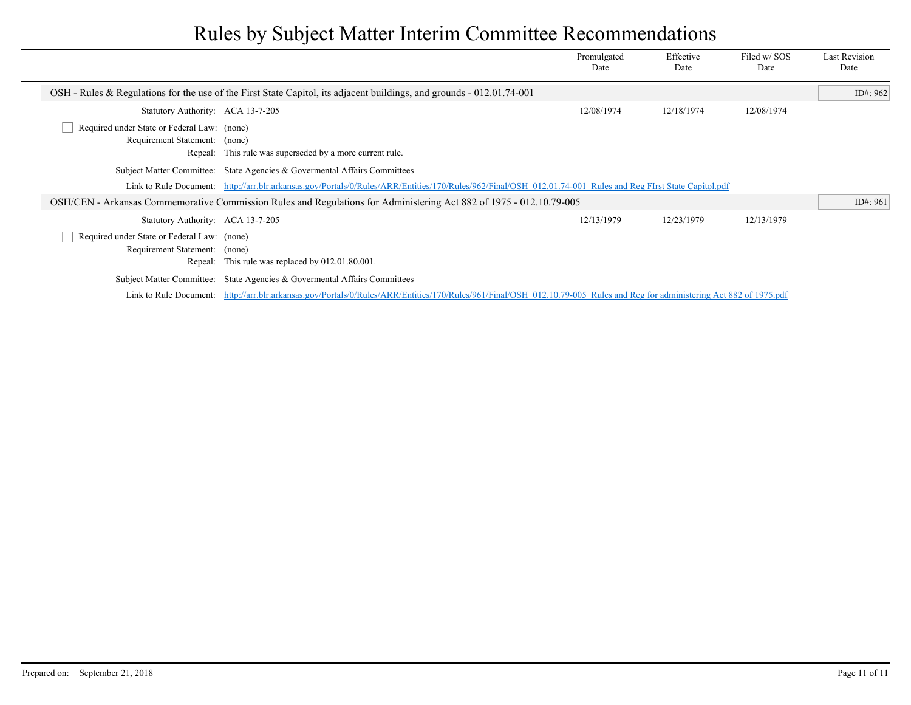# Rules by Subject Matter Interim Committee Recommendations

| | Promulgated Date | Effective Date | Filed w/ SOS Date | Last Revision Date |
|---|---|---|---|---|

**OSH - Rules & Regulations for the use of the First State Capitol, its adjacent buildings, and grounds - 012.01.74-001** — ID#: 962

| | Promulgated Date | Effective Date | Filed w/ SOS Date | Last Revision Date |
|---|---|---|---|---|
| Statutory Authority: ACA 13-7-205 | 12/08/1974 | 12/18/1974 | 12/08/1974 | |

- [ ] Required under State or Federal Law: (none)

Requirement Statement: (none)

Repeal: This rule was superseded by a more current rule.

Subject Matter Committee: State Agencies & Govermental Affairs Committees

Link to Rule Document: http://arr.blr.arkansas.gov/Portals/0/Rules/ARR/Entities/170/Rules/962/Final/OSH_012.01.74-001_Rules and Reg FIrst State Capitol.pdf

**OSH/CEN - Arkansas Commemorative Commission Rules and Regulations for Administering Act 882 of 1975 - 012.10.79-005** — ID#: 961

| | Promulgated Date | Effective Date | Filed w/ SOS Date | Last Revision Date |
|---|---|---|---|---|
| Statutory Authority: ACA 13-7-205 | 12/13/1979 | 12/23/1979 | 12/13/1979 | |

- [ ] Required under State or Federal Law: (none)

Requirement Statement: (none)

Repeal: This rule was replaced by 012.01.80.001.

Subject Matter Committee: State Agencies & Govermental Affairs Committees

Link to Rule Document: http://arr.blr.arkansas.gov/Portals/0/Rules/ARR/Entities/170/Rules/961/Final/OSH_012.10.79-005_Rules and Reg for administering Act 882 of 1975.pdf

Prepared on: September 21, 2018